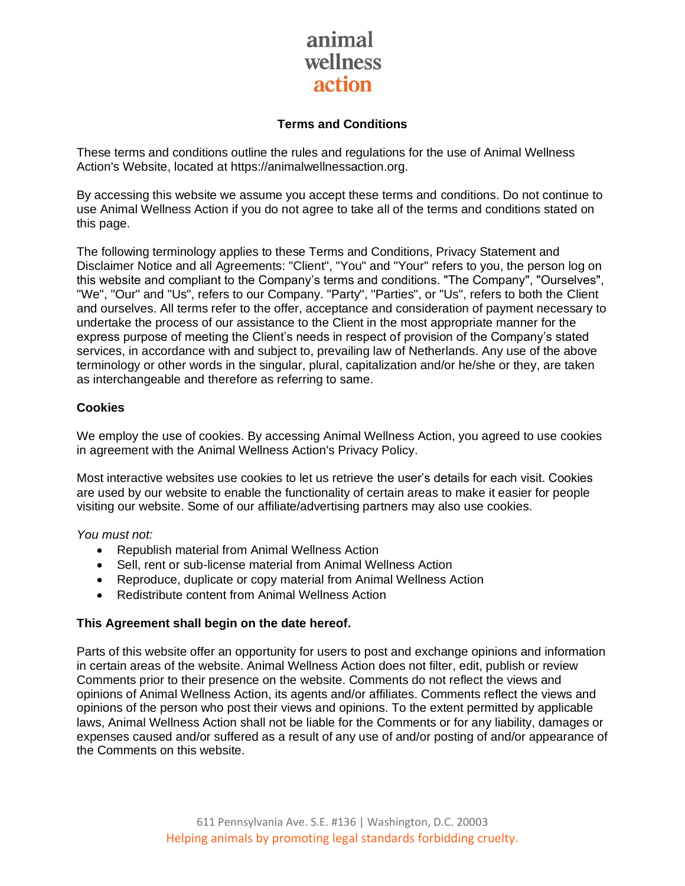animal
wellness
action

# Terms and Conditions

These terms and conditions outline the rules and regulations for the use of Animal Wellness Action's Website, located at https://animalwellnessaction.org.

By accessing this website we assume you accept these terms and conditions. Do not continue to use Animal Wellness Action if you do not agree to take all of the terms and conditions stated on this page.

The following terminology applies to these Terms and Conditions, Privacy Statement and Disclaimer Notice and all Agreements: "Client", "You" and "Your" refers to you, the person log on this website and compliant to the Company's terms and conditions. "The Company", "Ourselves", "We", "Our" and "Us", refers to our Company. "Party", "Parties", or "Us", refers to both the Client and ourselves. All terms refer to the offer, acceptance and consideration of payment necessary to undertake the process of our assistance to the Client in the most appropriate manner for the express purpose of meeting the Client's needs in respect of provision of the Company's stated services, in accordance with and subject to, prevailing law of Netherlands. Any use of the above terminology or other words in the singular, plural, capitalization and/or he/she or they, are taken as interchangeable and therefore as referring to same.

## Cookies

We employ the use of cookies. By accessing Animal Wellness Action, you agreed to use cookies in agreement with the Animal Wellness Action's Privacy Policy.

Most interactive websites use cookies to let us retrieve the user's details for each visit. Cookies are used by our website to enable the functionality of certain areas to make it easier for people visiting our website. Some of our affiliate/advertising partners may also use cookies.

*You must not:*

- Republish material from Animal Wellness Action
- Sell, rent or sub-license material from Animal Wellness Action
- Reproduce, duplicate or copy material from Animal Wellness Action
- Redistribute content from Animal Wellness Action

**This Agreement shall begin on the date hereof.**

Parts of this website offer an opportunity for users to post and exchange opinions and information in certain areas of the website. Animal Wellness Action does not filter, edit, publish or review Comments prior to their presence on the website. Comments do not reflect the views and opinions of Animal Wellness Action, its agents and/or affiliates. Comments reflect the views and opinions of the person who post their views and opinions. To the extent permitted by applicable laws, Animal Wellness Action shall not be liable for the Comments or for any liability, damages or expenses caused and/or suffered as a result of any use of and/or posting of and/or appearance of the Comments on this website.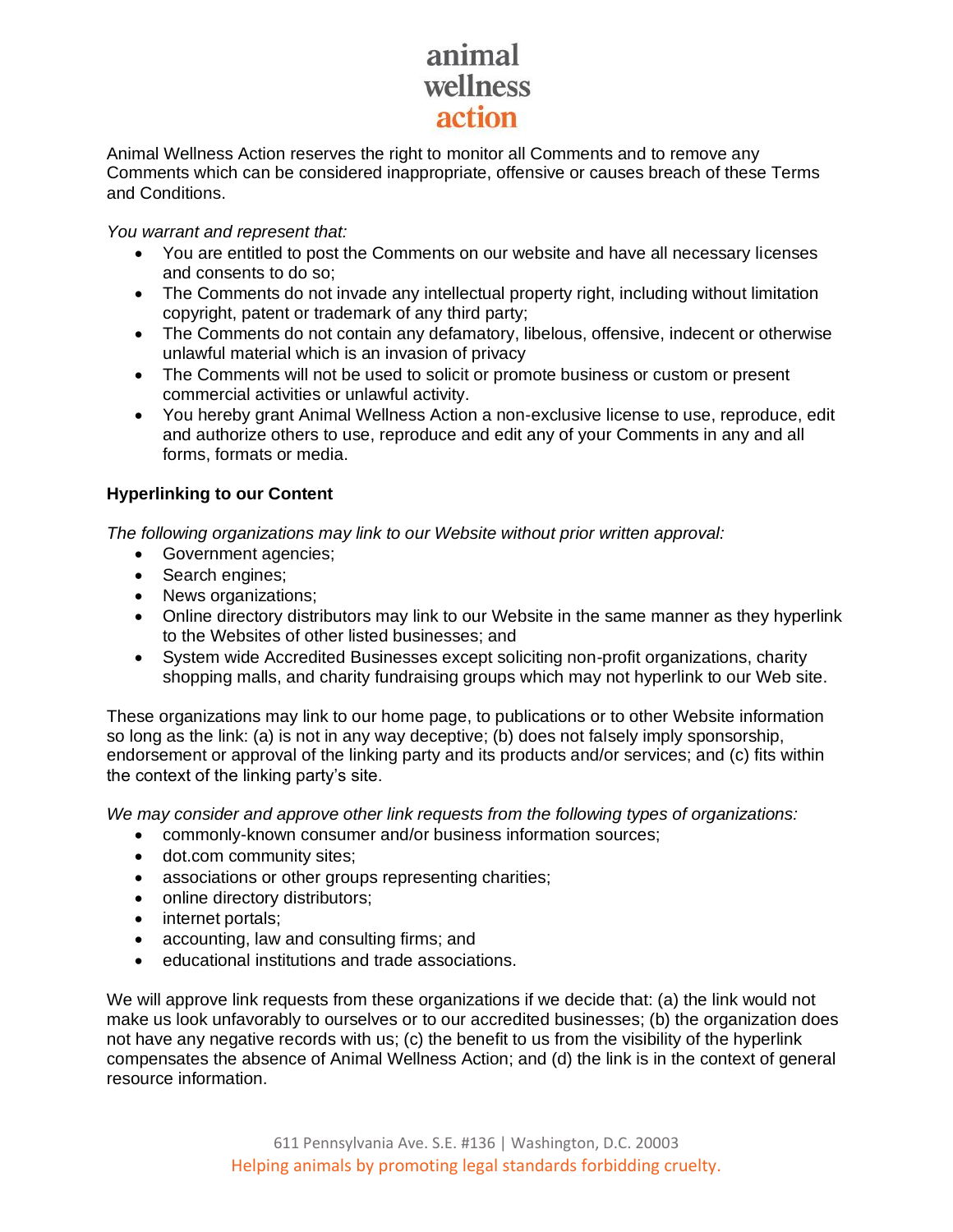Animal Wellness Action reserves the right to monitor all Comments and to remove any Comments which can be considered inappropriate, offensive or causes breach of these Terms and Conditions.

*You warrant and represent that:*

- You are entitled to post the Comments on our website and have all necessary licenses and consents to do so;
- The Comments do not invade any intellectual property right, including without limitation copyright, patent or trademark of any third party;
- The Comments do not contain any defamatory, libelous, offensive, indecent or otherwise unlawful material which is an invasion of privacy
- The Comments will not be used to solicit or promote business or custom or present commercial activities or unlawful activity.
- You hereby grant Animal Wellness Action a non-exclusive license to use, reproduce, edit and authorize others to use, reproduce and edit any of your Comments in any and all forms, formats or media.

**Hyperlinking to our Content**

*The following organizations may link to our Website without prior written approval:*

- Government agencies;
- Search engines;
- News organizations;
- Online directory distributors may link to our Website in the same manner as they hyperlink to the Websites of other listed businesses; and
- System wide Accredited Businesses except soliciting non-profit organizations, charity shopping malls, and charity fundraising groups which may not hyperlink to our Web site.

These organizations may link to our home page, to publications or to other Website information so long as the link: (a) is not in any way deceptive; (b) does not falsely imply sponsorship, endorsement or approval of the linking party and its products and/or services; and (c) fits within the context of the linking party's site.

*We may consider and approve other link requests from the following types of organizations:*

- commonly-known consumer and/or business information sources;
- dot.com community sites;
- associations or other groups representing charities;
- online directory distributors;
- internet portals;
- accounting, law and consulting firms; and
- educational institutions and trade associations.

We will approve link requests from these organizations if we decide that: (a) the link would not make us look unfavorably to ourselves or to our accredited businesses; (b) the organization does not have any negative records with us; (c) the benefit to us from the visibility of the hyperlink compensates the absence of Animal Wellness Action; and (d) the link is in the context of general resource information.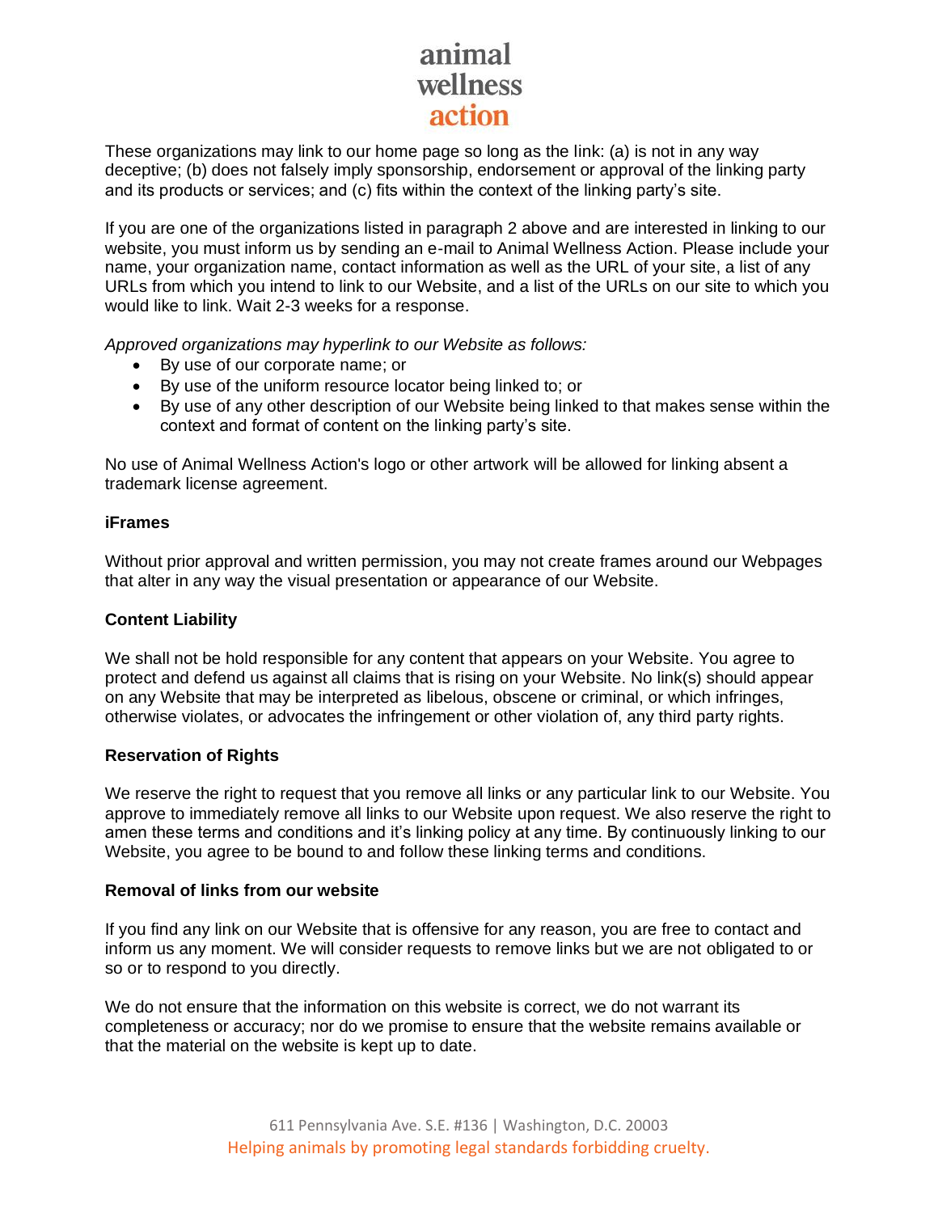These organizations may link to our home page so long as the link: (a) is not in any way deceptive; (b) does not falsely imply sponsorship, endorsement or approval of the linking party and its products or services; and (c) fits within the context of the linking party's site.

If you are one of the organizations listed in paragraph 2 above and are interested in linking to our website, you must inform us by sending an e-mail to Animal Wellness Action. Please include your name, your organization name, contact information as well as the URL of your site, a list of any URLs from which you intend to link to our Website, and a list of the URLs on our site to which you would like to link. Wait 2-3 weeks for a response.

*Approved organizations may hyperlink to our Website as follows:*

- By use of our corporate name; or
- By use of the uniform resource locator being linked to; or
- By use of any other description of our Website being linked to that makes sense within the context and format of content on the linking party's site.

No use of Animal Wellness Action's logo or other artwork will be allowed for linking absent a trademark license agreement.

**iFrames**

Without prior approval and written permission, you may not create frames around our Webpages that alter in any way the visual presentation or appearance of our Website.

**Content Liability**

We shall not be hold responsible for any content that appears on your Website. You agree to protect and defend us against all claims that is rising on your Website. No link(s) should appear on any Website that may be interpreted as libelous, obscene or criminal, or which infringes, otherwise violates, or advocates the infringement or other violation of, any third party rights.

**Reservation of Rights**

We reserve the right to request that you remove all links or any particular link to our Website. You approve to immediately remove all links to our Website upon request. We also reserve the right to amen these terms and conditions and it's linking policy at any time. By continuously linking to our Website, you agree to be bound to and follow these linking terms and conditions.

**Removal of links from our website**

If you find any link on our Website that is offensive for any reason, you are free to contact and inform us any moment. We will consider requests to remove links but we are not obligated to or so or to respond to you directly.

We do not ensure that the information on this website is correct, we do not warrant its completeness or accuracy; nor do we promise to ensure that the website remains available or that the material on the website is kept up to date.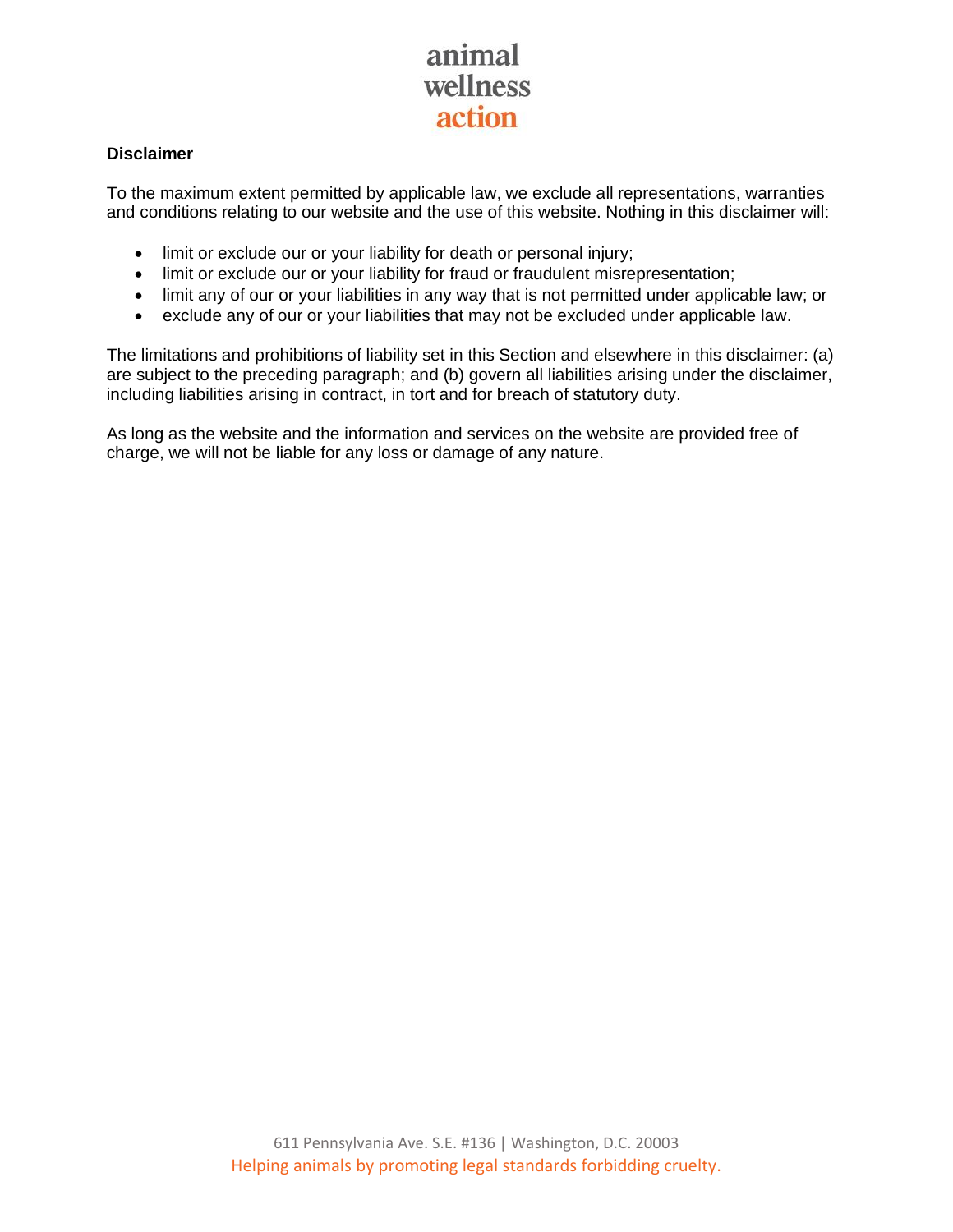**Disclaimer**

To the maximum extent permitted by applicable law, we exclude all representations, warranties and conditions relating to our website and the use of this website. Nothing in this disclaimer will:

- limit or exclude our or your liability for death or personal injury;
- limit or exclude our or your liability for fraud or fraudulent misrepresentation;
- limit any of our or your liabilities in any way that is not permitted under applicable law; or
- exclude any of our or your liabilities that may not be excluded under applicable law.

The limitations and prohibitions of liability set in this Section and elsewhere in this disclaimer: (a) are subject to the preceding paragraph; and (b) govern all liabilities arising under the disclaimer, including liabilities arising in contract, in tort and for breach of statutory duty.

As long as the website and the information and services on the website are provided free of charge, we will not be liable for any loss or damage of any nature.